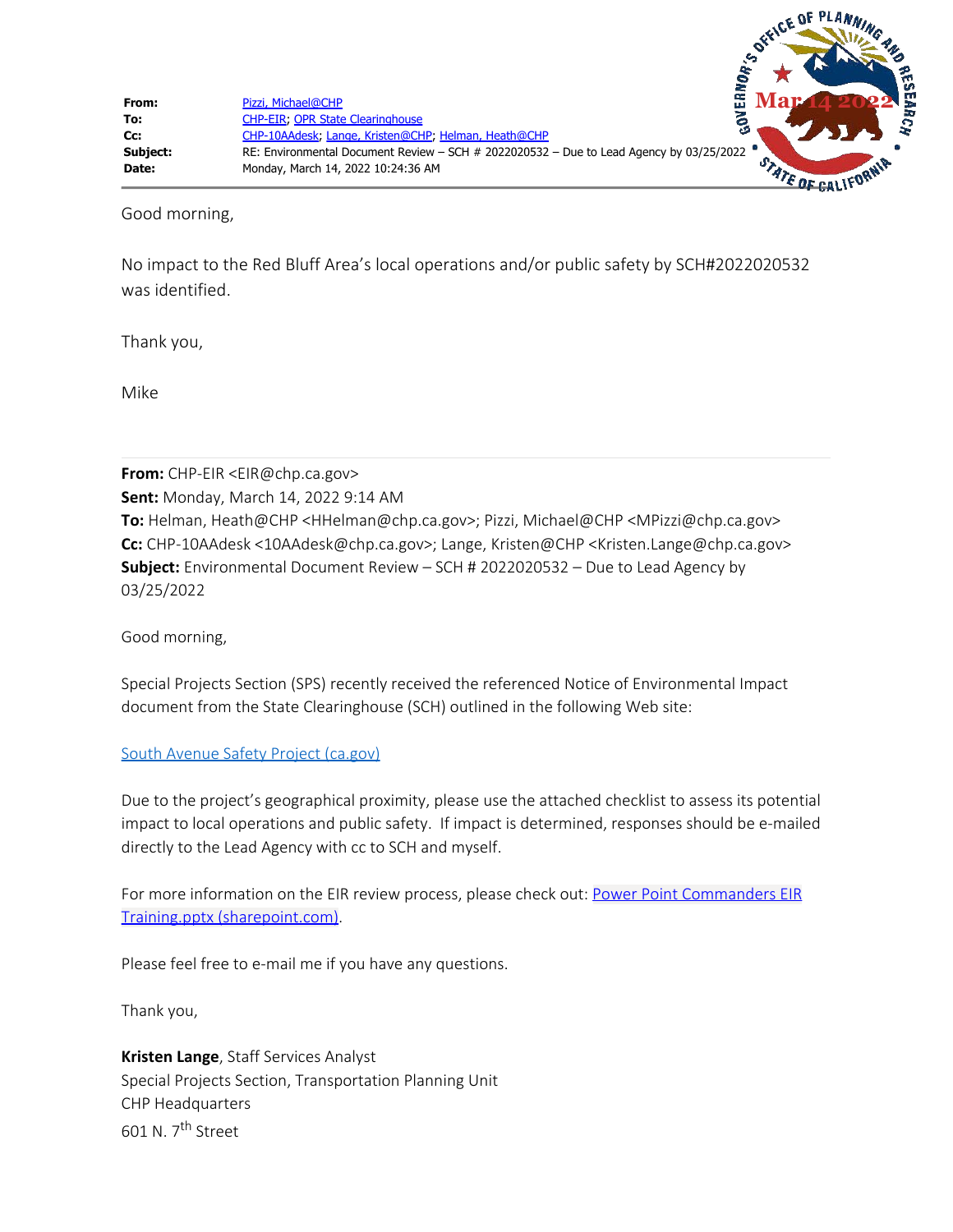| | |
|---|---|
| **From:** | Pizzi, Michael@CHP |
| **To:** | CHP-EIR; OPR State Clearinghouse |
| **Cc:** | CHP-10AAdesk; Lange, Kristen@CHP; Helman, Heath@CHP |
| **Subject:** | RE: Environmental Document Review – SCH # 2022020532 – Due to Lead Agency by 03/25/2022 |
| **Date:** | Monday, March 14, 2022 10:24:36 AM |

GOVERNOR'S OFFICE OF PLANNING AND RESEARCH
Mar 14 2022
STATE OF CALIFORNIA

Good morning,

No impact to the Red Bluff Area's local operations and/or public safety by SCH#2022020532 was identified.

Thank you,

Mike

---

**From:** CHP-EIR <EIR@chp.ca.gov>
**Sent:** Monday, March 14, 2022 9:14 AM
**To:** Helman, Heath@CHP <HHelman@chp.ca.gov>; Pizzi, Michael@CHP <MPizzi@chp.ca.gov>
**Cc:** CHP-10AAdesk <10AAdesk@chp.ca.gov>; Lange, Kristen@CHP <Kristen.Lange@chp.ca.gov>
**Subject:** Environmental Document Review – SCH # 2022020532 – Due to Lead Agency by 03/25/2022

Good morning,

Special Projects Section (SPS) recently received the referenced Notice of Environmental Impact document from the State Clearinghouse (SCH) outlined in the following Web site:

South Avenue Safety Project (ca.gov)

Due to the project's geographical proximity, please use the attached checklist to assess its potential impact to local operations and public safety. If impact is determined, responses should be e-mailed directly to the Lead Agency with cc to SCH and myself.

For more information on the EIR review process, please check out: Power Point Commanders EIR Training.pptx (sharepoint.com).

Please feel free to e-mail me if you have any questions.

Thank you,

**Kristen Lange**, Staff Services Analyst
Special Projects Section, Transportation Planning Unit
CHP Headquarters
601 N. 7th Street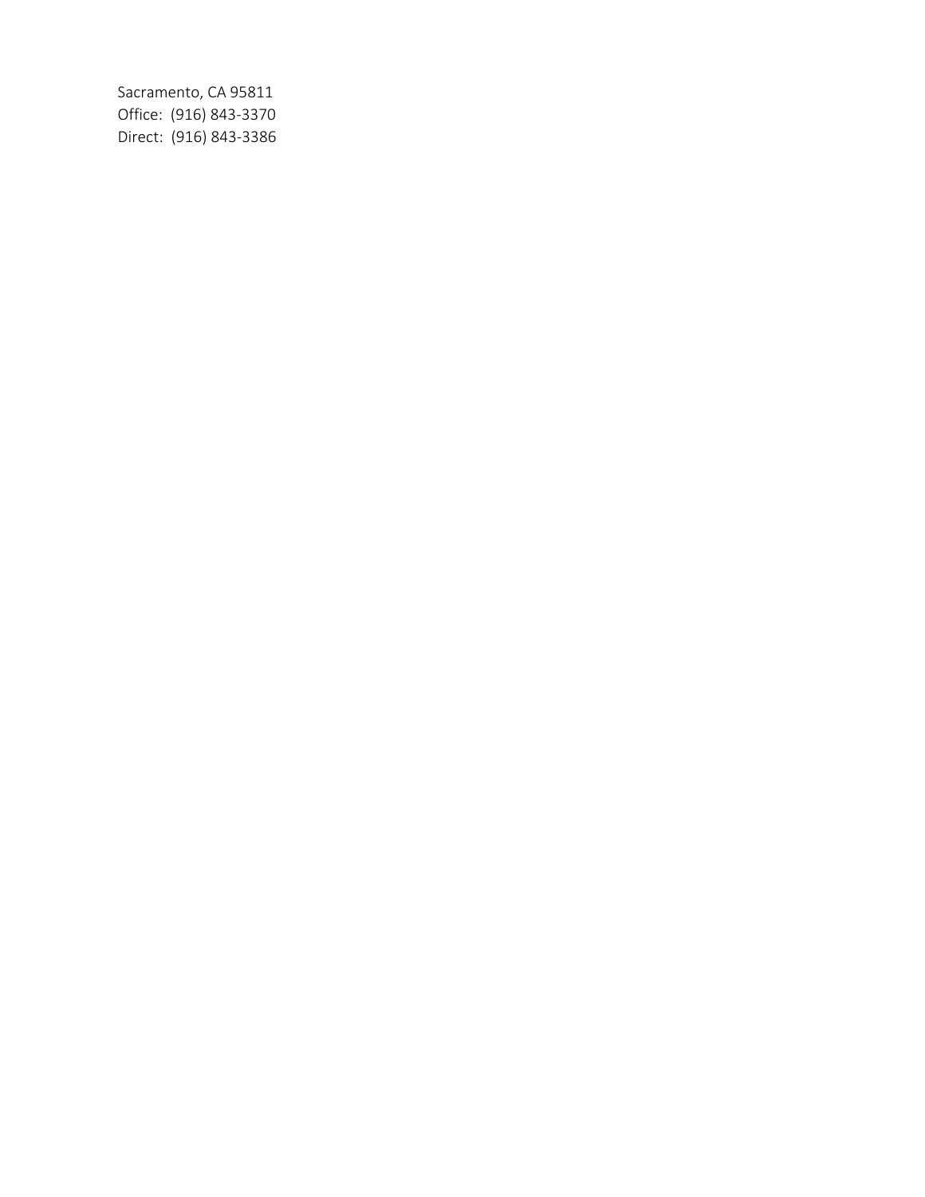Sacramento, CA 95811  
Office:  (916) 843-3370  
Direct:  (916) 843-3386